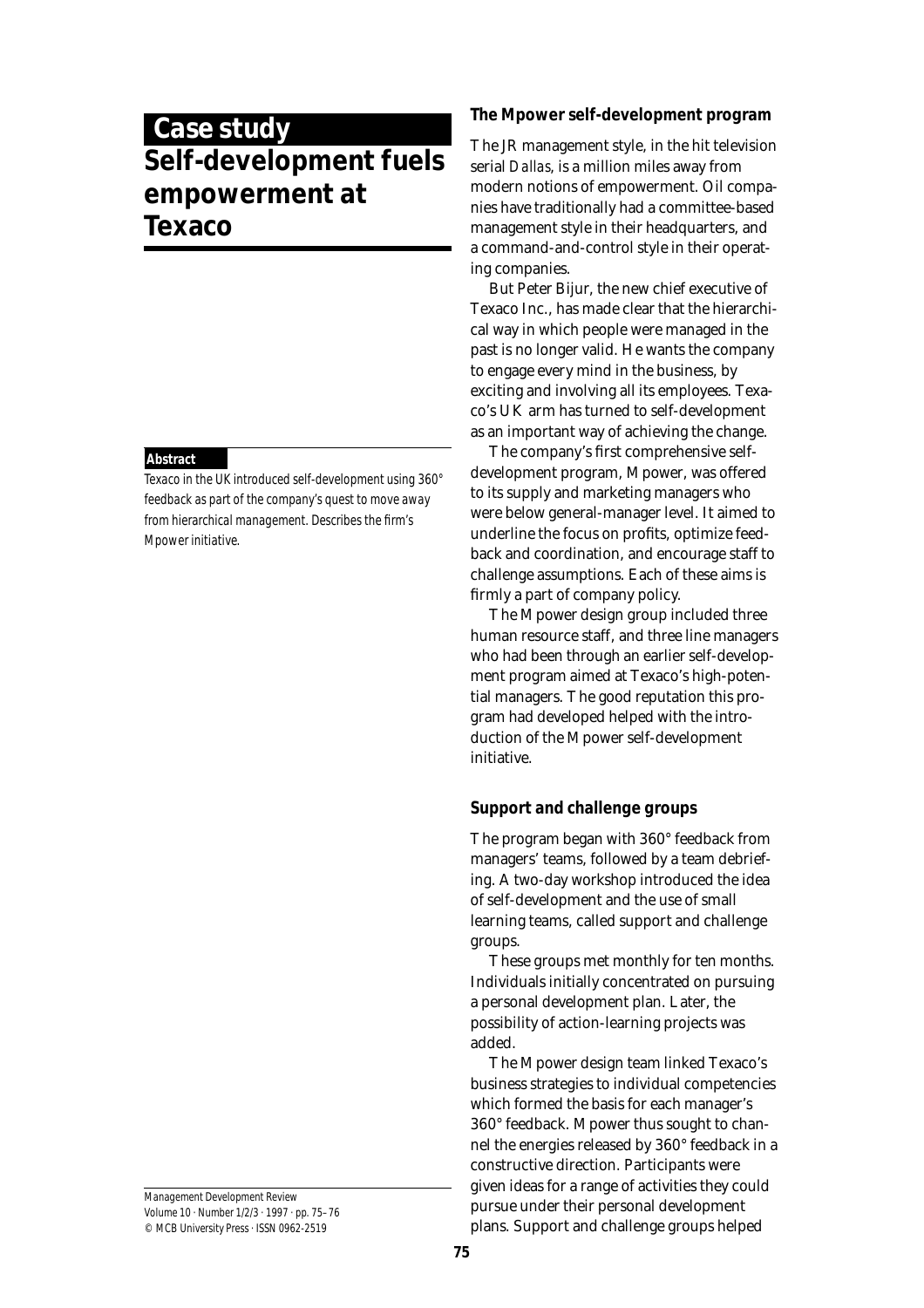# Case study

# Self-development fuels empowerment at Texaco

**Abstract**

*Texaco in the UK introduced self-development using 360° feedback as part of the company's quest to move away from hierarchical management. Describes the firm's Mpower initiative.*

## The Mpower self-development program

The JR management style, in the hit television serial *Dallas*, is a million miles away from modern notions of empowerment. Oil companies have traditionally had a committee-based management style in their headquarters, and a command-and-control style in their operating companies.

But Peter Bijur, the new chief executive of Texaco Inc., has made clear that the hierarchical way in which people were managed in the past is no longer valid. He wants the company to engage every mind in the business, by exciting and involving all its employees. Texaco's UK arm has turned to self-development as an important way of achieving the change.

The company's first comprehensive self-development program, Mpower, was offered to its supply and marketing managers who were below general-manager level. It aimed to underline the focus on profits, optimize feedback and coordination, and encourage staff to challenge assumptions. Each of these aims is firmly a part of company policy.

The Mpower design group included three human resource staff, and three line managers who had been through an earlier self-development program aimed at Texaco's high-potential managers. The good reputation this program had developed helped with the introduction of the Mpower self-development initiative.

## Support and challenge groups

The program began with 360° feedback from managers' teams, followed by a team debriefing. A two-day workshop introduced the idea of self-development and the use of small learning teams, called support and challenge groups.

These groups met monthly for ten months. Individuals initially concentrated on pursuing a personal development plan. Later, the possibility of action-learning projects was added.

The Mpower design team linked Texaco's business strategies to individual competencies which formed the basis for each manager's 360° feedback. Mpower thus sought to channel the energies released by 360° feedback in a constructive direction. Participants were given ideas for a range of activities they could pursue under their personal development plans. Support and challenge groups helped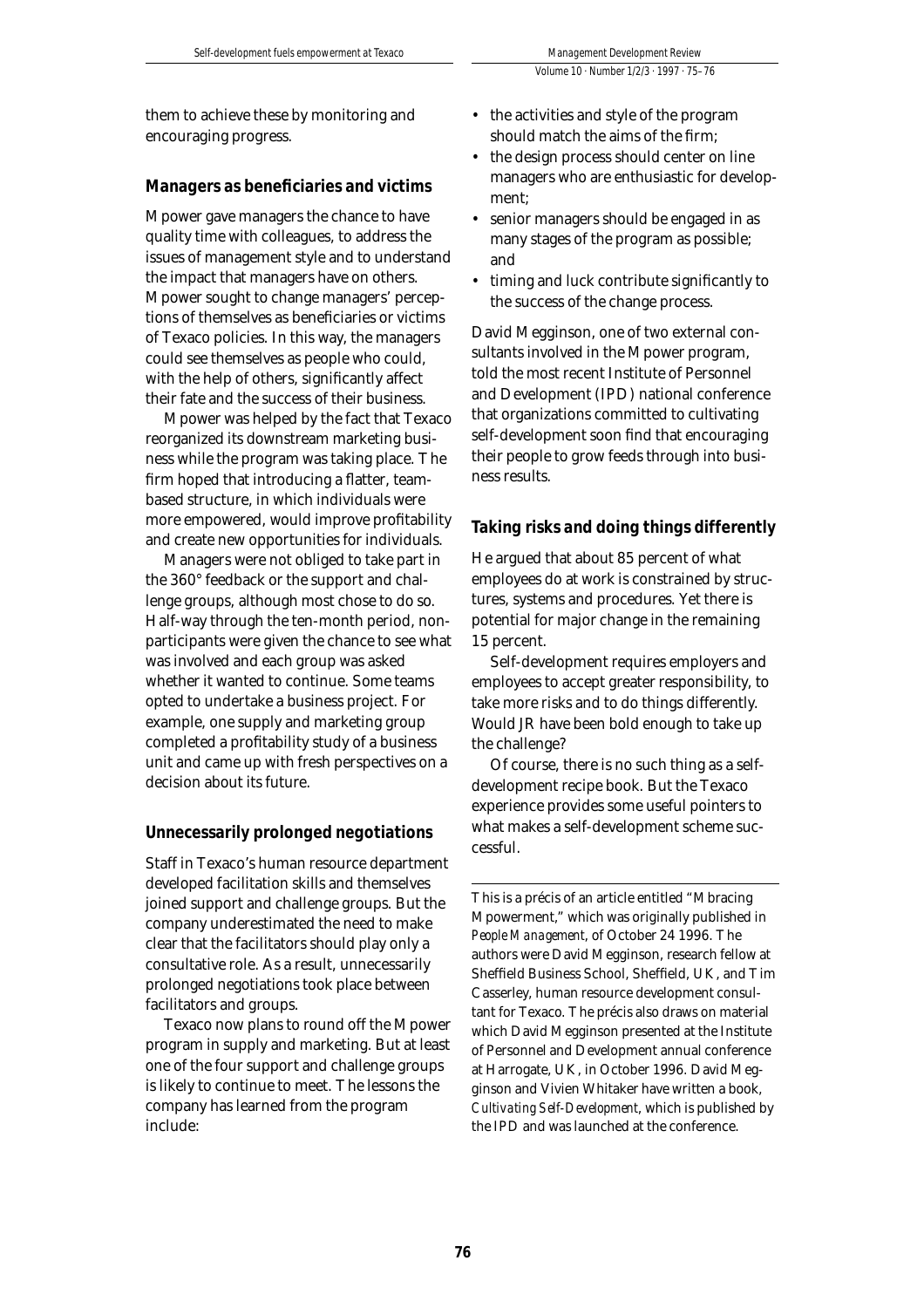them to achieve these by monitoring and encouraging progress.

### Managers as beneficiaries and victims

Mpower gave managers the chance to have quality time with colleagues, to address the issues of management style and to understand the impact that managers have on others. Mpower sought to change managers' perceptions of themselves as beneficiaries or victims of Texaco policies. In this way, the managers could see themselves as people who could, with the help of others, significantly affect their fate and the success of their business.

Mpower was helped by the fact that Texaco reorganized its downstream marketing business while the program was taking place. The firm hoped that introducing a flatter, team-based structure, in which individuals were more empowered, would improve profitability and create new opportunities for individuals.

Managers were not obliged to take part in the 360° feedback or the support and challenge groups, although most chose to do so. Half-way through the ten-month period, non-participants were given the chance to see what was involved and each group was asked whether it wanted to continue. Some teams opted to undertake a business project. For example, one supply and marketing group completed a profitability study of a business unit and came up with fresh perspectives on a decision about its future.

### Unnecessarily prolonged negotiations

Staff in Texaco's human resource department developed facilitation skills and themselves joined support and challenge groups. But the company underestimated the need to make clear that the facilitators should play only a consultative role. As a result, unnecessarily prolonged negotiations took place between facilitators and groups.

Texaco now plans to round off the Mpower program in supply and marketing. But at least one of the four support and challenge groups is likely to continue to meet. The lessons the company has learned from the program include:

- the activities and style of the program should match the aims of the firm;
- the design process should center on line managers who are enthusiastic for development;
- senior managers should be engaged in as many stages of the program as possible; and
- timing and luck contribute significantly to the success of the change process.

David Megginson, one of two external consultants involved in the Mpower program, told the most recent Institute of Personnel and Development (IPD) national conference that organizations committed to cultivating self-development soon find that encouraging their people to grow feeds through into business results.

### Taking risks and doing things differently

He argued that about 85 percent of what employees do at work is constrained by structures, systems and procedures. Yet there is potential for major change in the remaining 15 percent.

Self-development requires employers and employees to accept greater responsibility, to take more risks and to do things differently. Would JR have been bold enough to take up the challenge?

Of course, there is no such thing as a self-development recipe book. But the Texaco experience provides some useful pointers to what makes a self-development scheme successful.

---

This is a précis of an article entitled "Mbracing Mpowerment," which was originally published in *People Management*, of October 24 1996. The authors were David Megginson, research fellow at Sheffield Business School, Sheffield, UK, and Tim Casserley, human resource development consultant for Texaco. The précis also draws on material which David Megginson presented at the Institute of Personnel and Development annual conference at Harrogate, UK, in October 1996. David Megginson and Vivien Whitaker have written a book, *Cultivating Self-Development*, which is published by the IPD and was launched at the conference.